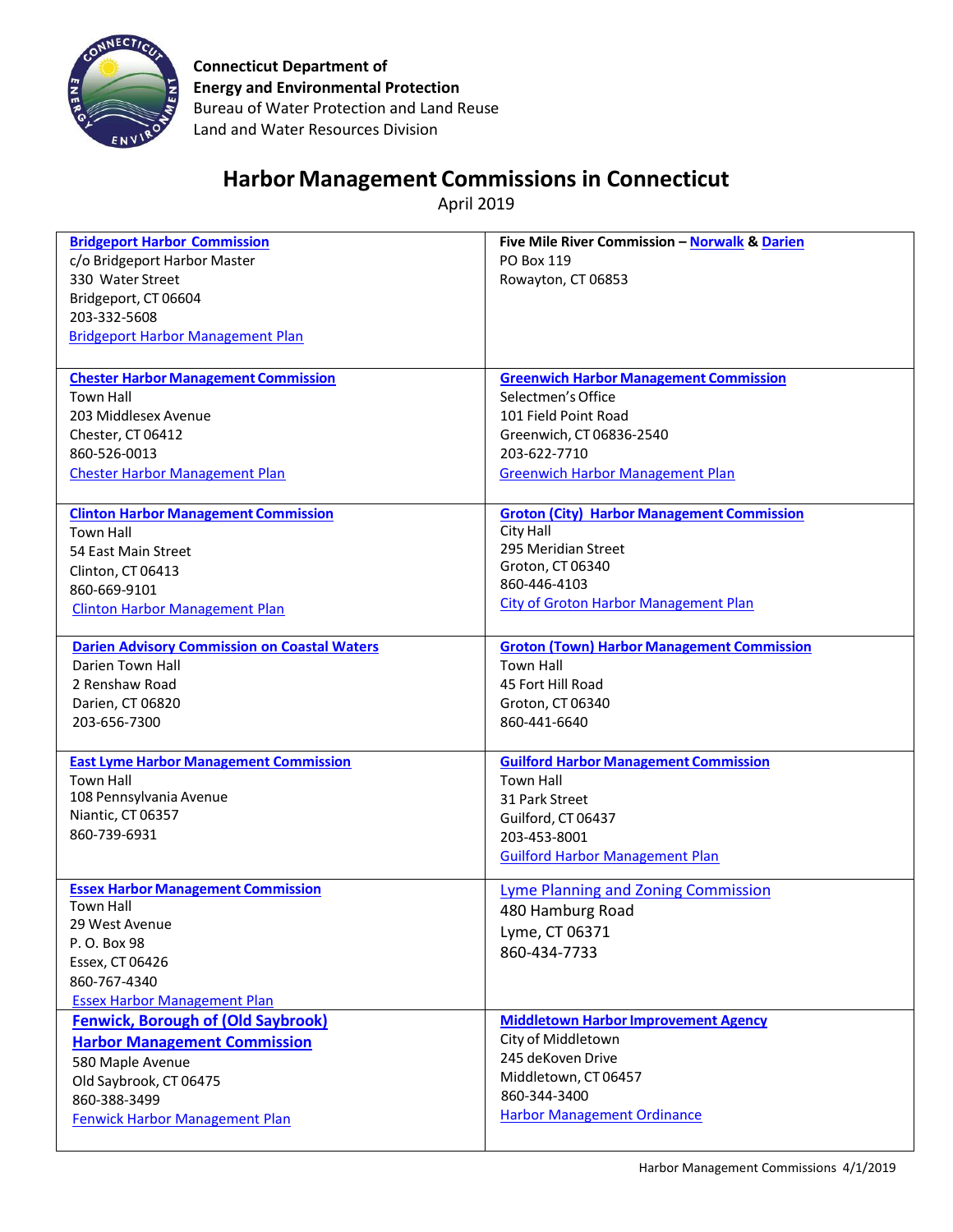**Connecticut Department of Energy and Environmental Protection**
Bureau of Water Protection and Land Reuse
Land and Water Resources Division

# Harbor Management Commissions in Connecticut

April 2019

| | |
|---|---|
| **Bridgeport Harbor Commission**<br>c/o Bridgeport Harbor Master<br>330 Water Street<br>Bridgeport, CT 06604<br>203-332-5608<br>Bridgeport Harbor Management Plan | **Five Mile River Commission – Norwalk & Darien**<br>PO Box 119<br>Rowayton, CT 06853 |
| **Chester Harbor Management Commission**<br>Town Hall<br>203 Middlesex Avenue<br>Chester, CT 06412<br>860-526-0013<br>Chester Harbor Management Plan | **Greenwich Harbor Management Commission**<br>Selectmen's Office<br>101 Field Point Road<br>Greenwich, CT 06836-2540<br>203-622-7710<br>Greenwich Harbor Management Plan |
| **Clinton Harbor Management Commission**<br>Town Hall<br>54 East Main Street<br>Clinton, CT 06413<br>860-669-9101<br>Clinton Harbor Management Plan | **Groton (City) Harbor Management Commission**<br>City Hall<br>295 Meridian Street<br>Groton, CT 06340<br>860-446-4103<br>City of Groton Harbor Management Plan |
| **Darien Advisory Commission on Coastal Waters**<br>Darien Town Hall<br>2 Renshaw Road<br>Darien, CT 06820<br>203-656-7300 | **Groton (Town) Harbor Management Commission**<br>Town Hall<br>45 Fort Hill Road<br>Groton, CT 06340<br>860-441-6640 |
| **East Lyme Harbor Management Commission**<br>Town Hall<br>108 Pennsylvania Avenue<br>Niantic, CT 06357<br>860-739-6931 | **Guilford Harbor Management Commission**<br>Town Hall<br>31 Park Street<br>Guilford, CT 06437<br>203-453-8001<br>Guilford Harbor Management Plan |
| **Essex Harbor Management Commission**<br>Town Hall<br>29 West Avenue<br>P. O. Box 98<br>Essex, CT 06426<br>860-767-4340<br>Essex Harbor Management Plan | Lyme Planning and Zoning Commission<br>480 Hamburg Road<br>Lyme, CT 06371<br>860-434-7733 |
| **Fenwick, Borough of (Old Saybrook) Harbor Management Commission**<br>580 Maple Avenue<br>Old Saybrook, CT 06475<br>860-388-3499<br>Fenwick Harbor Management Plan | **Middletown Harbor Improvement Agency**<br>City of Middletown<br>245 deKoven Drive<br>Middletown, CT 06457<br>860-344-3400<br>Harbor Management Ordinance |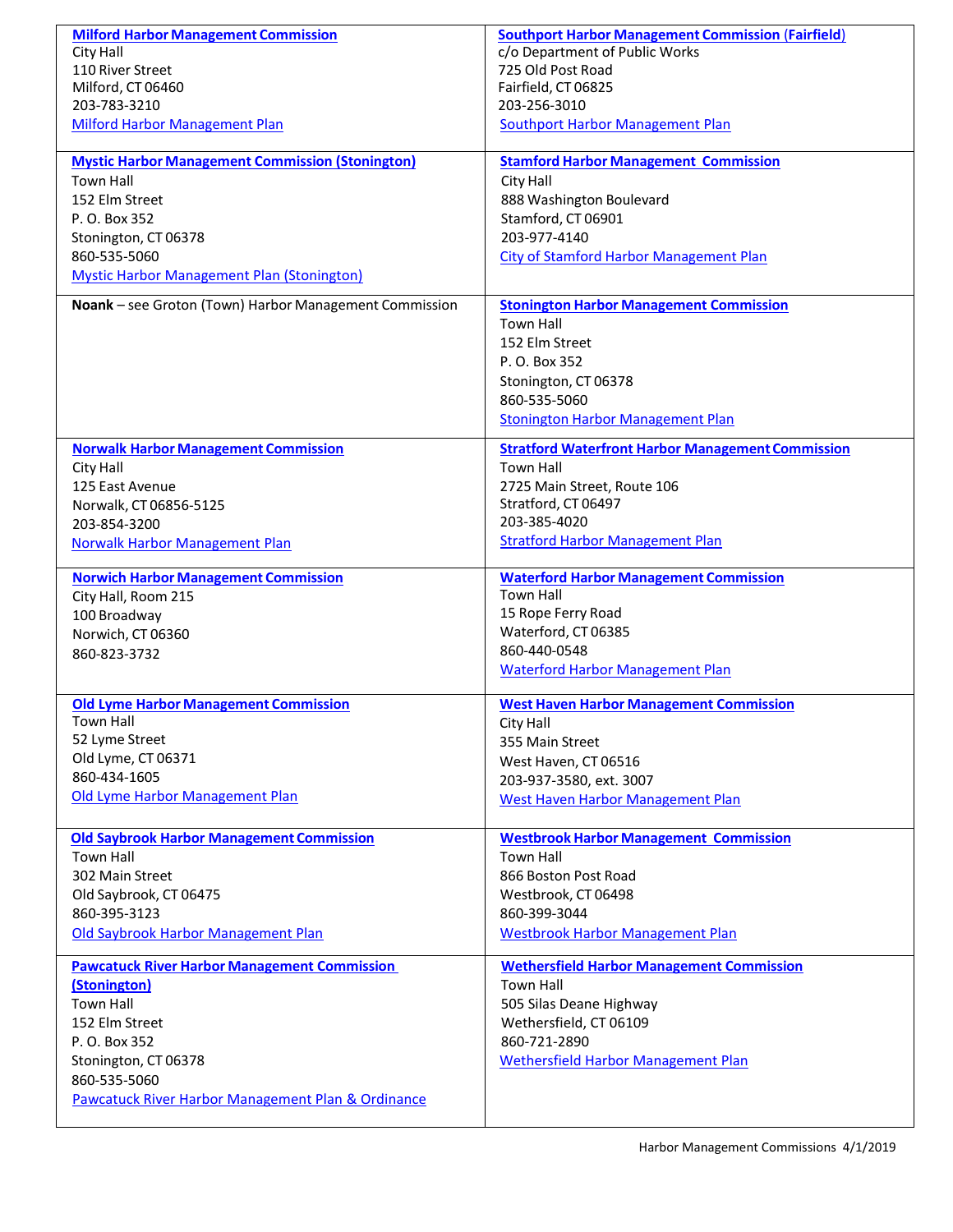| | |
|---|---|
| **Milford Harbor Management Commission**<br>City Hall<br>110 River Street<br>Milford, CT 06460<br>203-783-3210<br>Milford Harbor Management Plan | **Southport Harbor Management Commission (Fairfield)**<br>c/o Department of Public Works<br>725 Old Post Road<br>Fairfield, CT 06825<br>203-256-3010<br>Southport Harbor Management Plan |
| **Mystic Harbor Management Commission (Stonington)**<br>Town Hall<br>152 Elm Street<br>P. O. Box 352<br>Stonington, CT 06378<br>860-535-5060<br>Mystic Harbor Management Plan (Stonington) | **Stamford Harbor Management Commission**<br>City Hall<br>888 Washington Boulevard<br>Stamford, CT 06901<br>203-977-4140<br>City of Stamford Harbor Management Plan |
| **Noank** – see Groton (Town) Harbor Management Commission | **Stonington Harbor Management Commission**<br>Town Hall<br>152 Elm Street<br>P. O. Box 352<br>Stonington, CT 06378<br>860-535-5060<br>Stonington Harbor Management Plan |
| **Norwalk Harbor Management Commission**<br>City Hall<br>125 East Avenue<br>Norwalk, CT 06856-5125<br>203-854-3200<br>Norwalk Harbor Management Plan | **Stratford Waterfront Harbor Management Commission**<br>Town Hall<br>2725 Main Street, Route 106<br>Stratford, CT 06497<br>203-385-4020<br>Stratford Harbor Management Plan |
| **Norwich Harbor Management Commission**<br>City Hall, Room 215<br>100 Broadway<br>Norwich, CT 06360<br>860-823-3732 | **Waterford Harbor Management Commission**<br>Town Hall<br>15 Rope Ferry Road<br>Waterford, CT 06385<br>860-440-0548<br>Waterford Harbor Management Plan |
| **Old Lyme Harbor Management Commission**<br>Town Hall<br>52 Lyme Street<br>Old Lyme, CT 06371<br>860-434-1605<br>Old Lyme Harbor Management Plan | **West Haven Harbor Management Commission**<br>City Hall<br>355 Main Street<br>West Haven, CT 06516<br>203-937-3580, ext. 3007<br>West Haven Harbor Management Plan |
| **Old Saybrook Harbor Management Commission**<br>Town Hall<br>302 Main Street<br>Old Saybrook, CT 06475<br>860-395-3123<br>Old Saybrook Harbor Management Plan | **Westbrook Harbor Management Commission**<br>Town Hall<br>866 Boston Post Road<br>Westbrook, CT 06498<br>860-399-3044<br>Westbrook Harbor Management Plan |
| **Pawcatuck River Harbor Management Commission (Stonington)**<br>Town Hall<br>152 Elm Street<br>P. O. Box 352<br>Stonington, CT 06378<br>860-535-5060<br>Pawcatuck River Harbor Management Plan & Ordinance | **Wethersfield Harbor Management Commission**<br>Town Hall<br>505 Silas Deane Highway<br>Wethersfield, CT 06109<br>860-721-2890<br>Wethersfield Harbor Management Plan |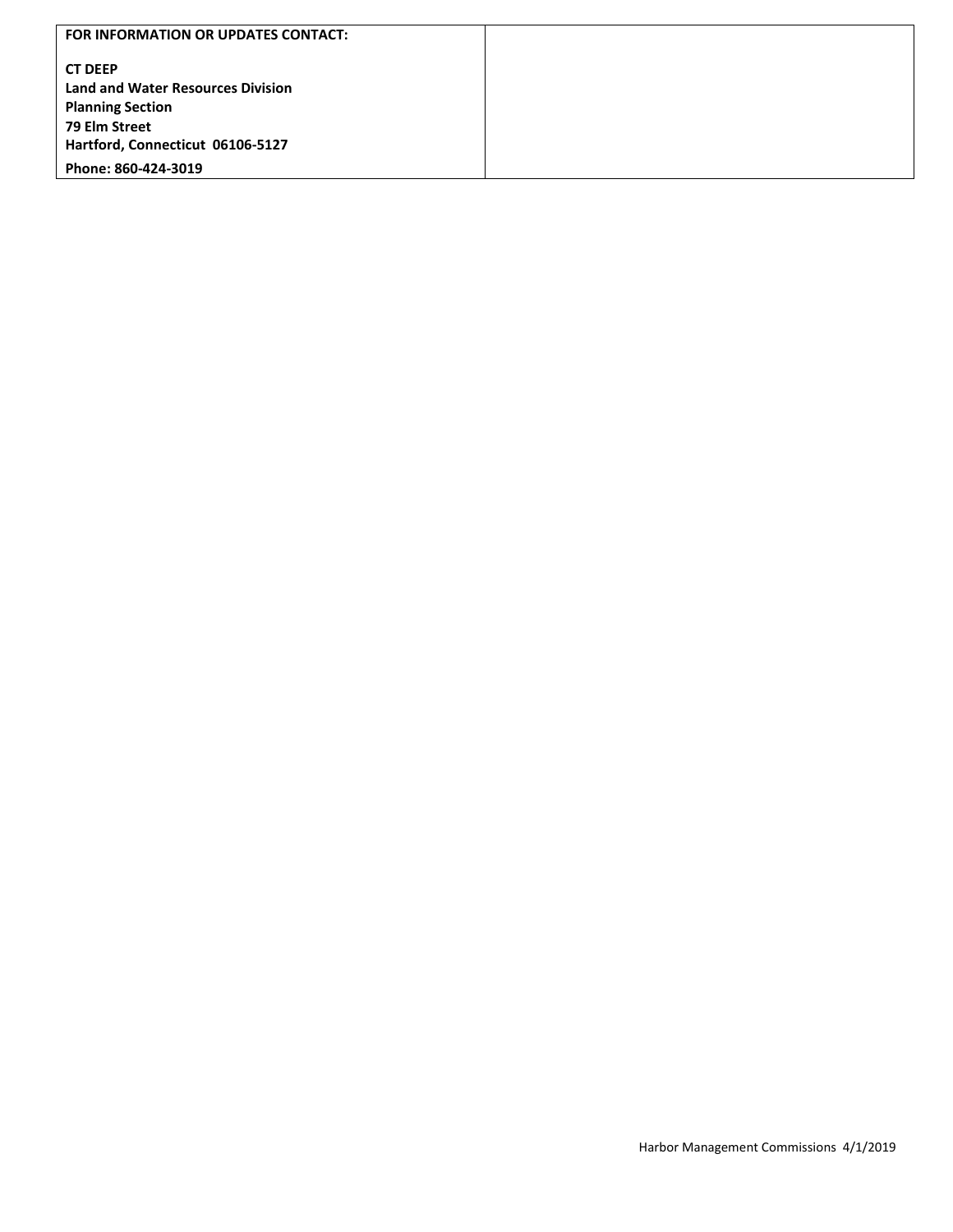| | |
|---|---|
| **FOR INFORMATION OR UPDATES CONTACT:**<br><br>**CT DEEP**<br>**Land and Water Resources Division**<br>**Planning Section**<br>**79 Elm Street**<br>**Hartford, Connecticut 06106-5127**<br>**Phone: 860-424-3019** | |